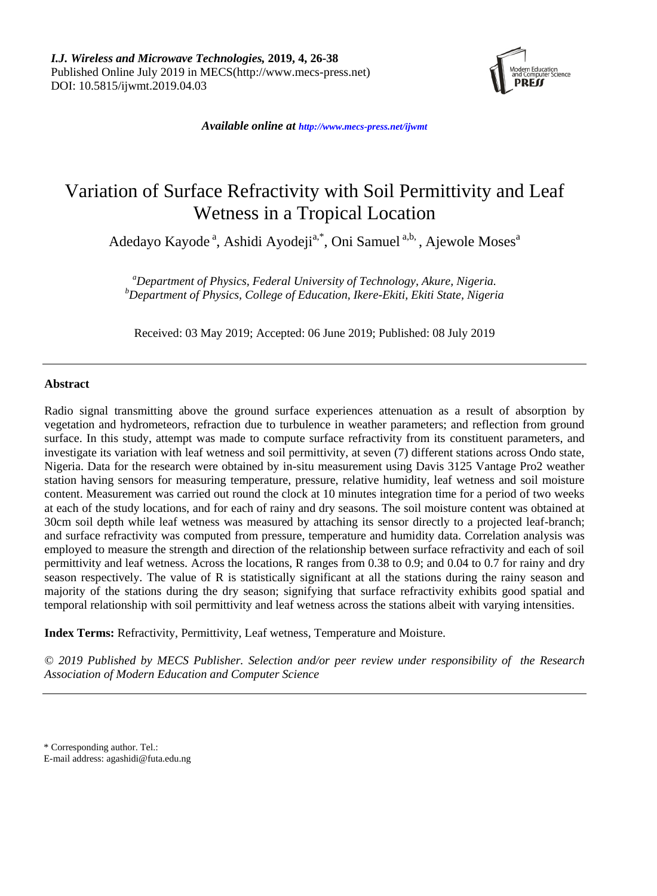# Variation of Surface Refractivity with Soil Permittivity and Leaf Wetness in a Tropical Location

Adedayo Kayode [a], Ashidi Ayodeji [a,*], Oni Samuel [a,b], Ajewole Moses [a]

[a] *Department of Physics, Federal University of Technology, Akure, Nigeria.*
[b] *Department of Physics, College of Education, Ikere-Ekiti, Ekiti State, Nigeria*

Received: 03 May 2019; Accepted: 06 June 2019; Published: 08 July 2019

---

**Abstract**

Radio signal transmitting above the ground surface experiences attenuation as a result of absorption by vegetation and hydrometeors, refraction due to turbulence in weather parameters; and reflection from ground surface. In this study, attempt was made to compute surface refractivity from its constituent parameters, and investigate its variation with leaf wetness and soil permittivity, at seven (7) different stations across Ondo state, Nigeria. Data for the research were obtained by in-situ measurement using Davis 3125 Vantage Pro2 weather station having sensors for measuring temperature, pressure, relative humidity, leaf wetness and soil moisture content. Measurement was carried out round the clock at 10 minutes integration time for a period of two weeks at each of the study locations, and for each of rainy and dry seasons. The soil moisture content was obtained at 30cm soil depth while leaf wetness was measured by attaching its sensor directly to a projected leaf-branch; and surface refractivity was computed from pressure, temperature and humidity data. Correlation analysis was employed to measure the strength and direction of the relationship between surface refractivity and each of soil permittivity and leaf wetness. Across the locations, R ranges from 0.38 to 0.9; and 0.04 to 0.7 for rainy and dry season respectively. The value of R is statistically significant at all the stations during the rainy season and majority of the stations during the dry season; signifying that surface refractivity exhibits good spatial and temporal relationship with soil permittivity and leaf wetness across the stations albeit with varying intensities.

**Index Terms:** Refractivity, Permittivity, Leaf wetness, Temperature and Moisture.

*© 2019 Published by MECS Publisher. Selection and/or peer review under responsibility of the Research Association of Modern Education and Computer Science*

---

\* Corresponding author. Tel.:
E-mail address: agashidi@futa.edu.ng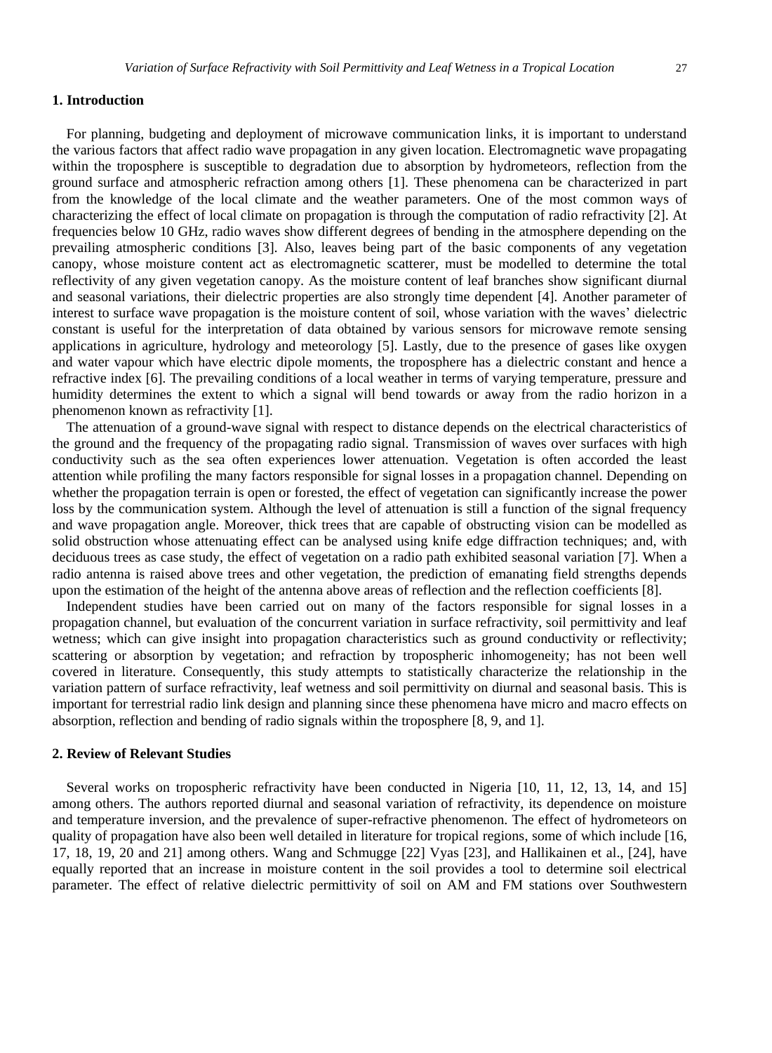## 1. Introduction

For planning, budgeting and deployment of microwave communication links, it is important to understand the various factors that affect radio wave propagation in any given location. Electromagnetic wave propagating within the troposphere is susceptible to degradation due to absorption by hydrometeors, reflection from the ground surface and atmospheric refraction among others [1]. These phenomena can be characterized in part from the knowledge of the local climate and the weather parameters. One of the most common ways of characterizing the effect of local climate on propagation is through the computation of radio refractivity [2]. At frequencies below 10 GHz, radio waves show different degrees of bending in the atmosphere depending on the prevailing atmospheric conditions [3]. Also, leaves being part of the basic components of any vegetation canopy, whose moisture content act as electromagnetic scatterer, must be modelled to determine the total reflectivity of any given vegetation canopy. As the moisture content of leaf branches show significant diurnal and seasonal variations, their dielectric properties are also strongly time dependent [4]. Another parameter of interest to surface wave propagation is the moisture content of soil, whose variation with the waves' dielectric constant is useful for the interpretation of data obtained by various sensors for microwave remote sensing applications in agriculture, hydrology and meteorology [5]. Lastly, due to the presence of gases like oxygen and water vapour which have electric dipole moments, the troposphere has a dielectric constant and hence a refractive index [6]. The prevailing conditions of a local weather in terms of varying temperature, pressure and humidity determines the extent to which a signal will bend towards or away from the radio horizon in a phenomenon known as refractivity [1].

The attenuation of a ground-wave signal with respect to distance depends on the electrical characteristics of the ground and the frequency of the propagating radio signal. Transmission of waves over surfaces with high conductivity such as the sea often experiences lower attenuation. Vegetation is often accorded the least attention while profiling the many factors responsible for signal losses in a propagation channel. Depending on whether the propagation terrain is open or forested, the effect of vegetation can significantly increase the power loss by the communication system. Although the level of attenuation is still a function of the signal frequency and wave propagation angle. Moreover, thick trees that are capable of obstructing vision can be modelled as solid obstruction whose attenuating effect can be analysed using knife edge diffraction techniques; and, with deciduous trees as case study, the effect of vegetation on a radio path exhibited seasonal variation [7]. When a radio antenna is raised above trees and other vegetation, the prediction of emanating field strengths depends upon the estimation of the height of the antenna above areas of reflection and the reflection coefficients [8].

Independent studies have been carried out on many of the factors responsible for signal losses in a propagation channel, but evaluation of the concurrent variation in surface refractivity, soil permittivity and leaf wetness; which can give insight into propagation characteristics such as ground conductivity or reflectivity; scattering or absorption by vegetation; and refraction by tropospheric inhomogeneity; has not been well covered in literature. Consequently, this study attempts to statistically characterize the relationship in the variation pattern of surface refractivity, leaf wetness and soil permittivity on diurnal and seasonal basis. This is important for terrestrial radio link design and planning since these phenomena have micro and macro effects on absorption, reflection and bending of radio signals within the troposphere [8, 9, and 1].

## 2. Review of Relevant Studies

Several works on tropospheric refractivity have been conducted in Nigeria [10, 11, 12, 13, 14, and 15] among others. The authors reported diurnal and seasonal variation of refractivity, its dependence on moisture and temperature inversion, and the prevalence of super-refractive phenomenon. The effect of hydrometeors on quality of propagation have also been well detailed in literature for tropical regions, some of which include [16, 17, 18, 19, 20 and 21] among others. Wang and Schmugge [22] Vyas [23], and Hallikainen et al., [24], have equally reported that an increase in moisture content in the soil provides a tool to determine soil electrical parameter. The effect of relative dielectric permittivity of soil on AM and FM stations over Southwestern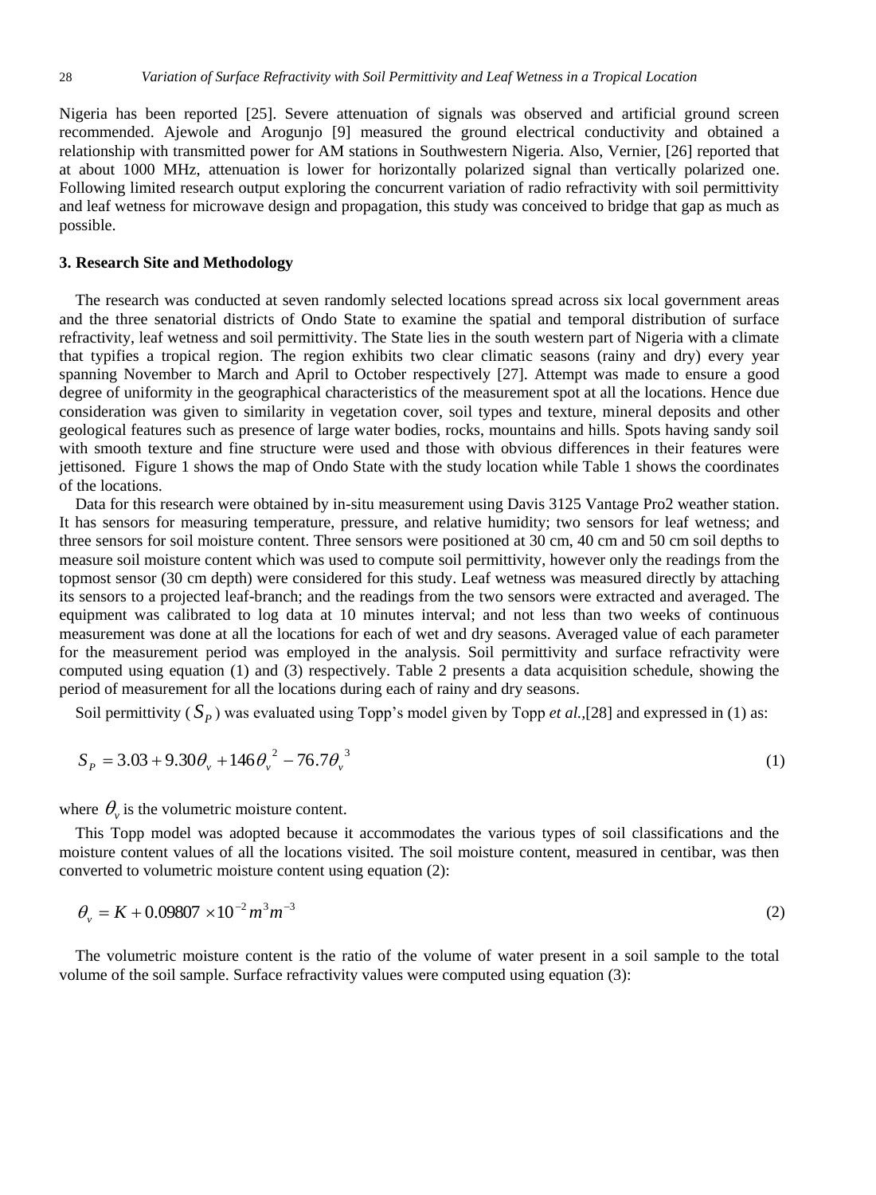Nigeria has been reported [25]. Severe attenuation of signals was observed and artificial ground screen recommended. Ajewole and Arogunjo [9] measured the ground electrical conductivity and obtained a relationship with transmitted power for AM stations in Southwestern Nigeria. Also, Vernier, [26] reported that at about 1000 MHz, attenuation is lower for horizontally polarized signal than vertically polarized one. Following limited research output exploring the concurrent variation of radio refractivity with soil permittivity and leaf wetness for microwave design and propagation, this study was conceived to bridge that gap as much as possible.

### 3. Research Site and Methodology

The research was conducted at seven randomly selected locations spread across six local government areas and the three senatorial districts of Ondo State to examine the spatial and temporal distribution of surface refractivity, leaf wetness and soil permittivity. The State lies in the south western part of Nigeria with a climate that typifies a tropical region. The region exhibits two clear climatic seasons (rainy and dry) every year spanning November to March and April to October respectively [27]. Attempt was made to ensure a good degree of uniformity in the geographical characteristics of the measurement spot at all the locations. Hence due consideration was given to similarity in vegetation cover, soil types and texture, mineral deposits and other geological features such as presence of large water bodies, rocks, mountains and hills. Spots having sandy soil with smooth texture and fine structure were used and those with obvious differences in their features were jettisoned. Figure 1 shows the map of Ondo State with the study location while Table 1 shows the coordinates of the locations.

Data for this research were obtained by in-situ measurement using Davis 3125 Vantage Pro2 weather station. It has sensors for measuring temperature, pressure, and relative humidity; two sensors for leaf wetness; and three sensors for soil moisture content. Three sensors were positioned at 30 cm, 40 cm and 50 cm soil depths to measure soil moisture content which was used to compute soil permittivity, however only the readings from the topmost sensor (30 cm depth) were considered for this study. Leaf wetness was measured directly by attaching its sensors to a projected leaf-branch; and the readings from the two sensors were extracted and averaged. The equipment was calibrated to log data at 10 minutes interval; and not less than two weeks of continuous measurement was done at all the locations for each of wet and dry seasons. Averaged value of each parameter for the measurement period was employed in the analysis. Soil permittivity and surface refractivity were computed using equation (1) and (3) respectively. Table 2 presents a data acquisition schedule, showing the period of measurement for all the locations during each of rainy and dry seasons.

Soil permittivity ($S_P$) was evaluated using Topp's model given by Topp *et al.*,[28] and expressed in (1) as:

$$S_P = 3.03 + 9.30\theta_v + 146\theta_v^{\,2} - 76.7\theta_v^{\,3} \tag{1}$$

where $\theta_v$ is the volumetric moisture content.

This Topp model was adopted because it accommodates the various types of soil classifications and the moisture content values of all the locations visited. The soil moisture content, measured in centibar, was then converted to volumetric moisture content using equation (2):

$$\theta_v = K + 0.09807 \times 10^{-2}\, m^3 m^{-3} \tag{2}$$

The volumetric moisture content is the ratio of the volume of water present in a soil sample to the total volume of the soil sample. Surface refractivity values were computed using equation (3):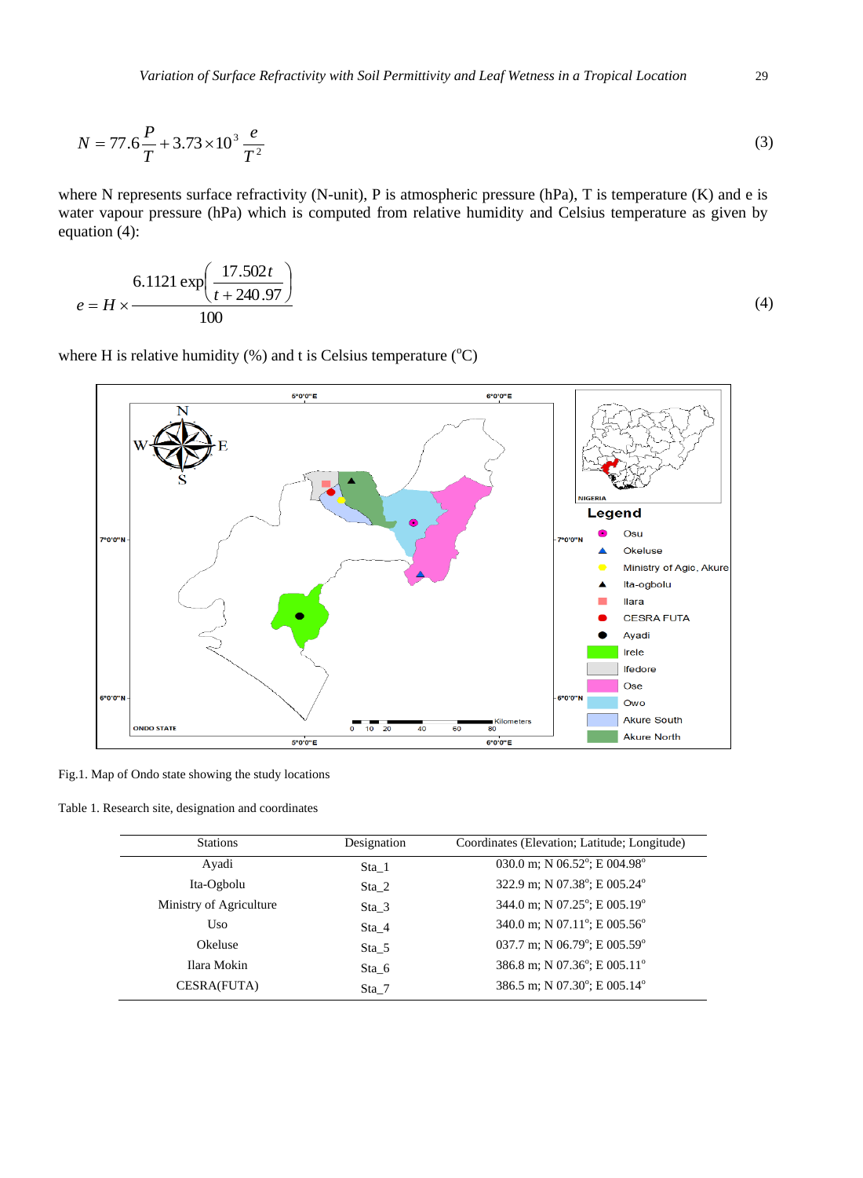$$N = 77.6\frac{P}{T} + 3.73\times10^{3}\frac{e}{T^{2}} \tag{3}$$

where N represents surface refractivity (N-unit), P is atmospheric pressure (hPa), T is temperature (K) and e is water vapour pressure (hPa) which is computed from relative humidity and Celsius temperature as given by equation (4):

$$e = H \times \frac{6.1121\exp\left(\frac{17.502t}{t+240.97}\right)}{100} \tag{4}$$

where H is relative humidity (%) and t is Celsius temperature ($^{o}$C)

Fig.1. Map of Ondo state showing the study locations

Table 1. Research site, designation and coordinates

| Stations | Designation | Coordinates (Elevation; Latitude; Longitude) |
|---|---|---|
| Ayadi | Sta_1 | 030.0 m; N 06.52$^{o}$; E 004.98$^{o}$ |
| Ita-Ogbolu | Sta_2 | 322.9 m; N 07.38$^{o}$; E 005.24$^{o}$ |
| Ministry of Agriculture | Sta_3 | 344.0 m; N 07.25$^{o}$; E 005.19$^{o}$ |
| Uso | Sta_4 | 340.0 m; N 07.11$^{o}$; E 005.56$^{o}$ |
| Okeluse | Sta_5 | 037.7 m; N 06.79$^{o}$; E 005.59$^{o}$ |
| Ilara Mokin | Sta_6 | 386.8 m; N 07.36$^{o}$; E 005.11$^{o}$ |
| CESRA(FUTA) | Sta_7 | 386.5 m; N 07.30$^{o}$; E 005.14$^{o}$ |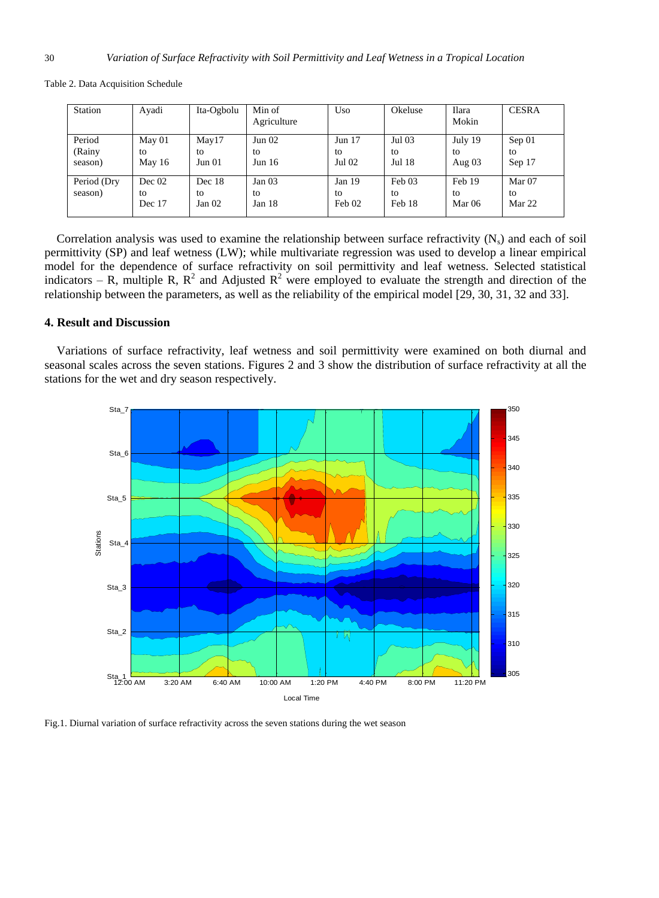Table 2. Data Acquisition Schedule

| Station | Ayadi | Ita-Ogbolu | Min of Agriculture | Uso | Okeluse | Ilara Mokin | CESRA |
|---|---|---|---|---|---|---|---|
| Period (Rainy season) | May 01 to May 16 | May17 to Jun 01 | Jun 02 to Jun 16 | Jun 17 to Jul 02 | Jul 03 to Jul 18 | July 19 to Aug 03 | Sep 01 to Sep 17 |
| Period (Dry season) | Dec 02 to Dec 17 | Dec 18 to Jan 02 | Jan 03 to Jan 18 | Jan 19 to Feb 02 | Feb 03 to Feb 18 | Feb 19 to Mar 06 | Mar 07 to Mar 22 |

Correlation analysis was used to examine the relationship between surface refractivity ($N_s$) and each of soil permittivity (SP) and leaf wetness (LW); while multivariate regression was used to develop a linear empirical model for the dependence of surface refractivity on soil permittivity and leaf wetness. Selected statistical indicators – R, multiple R, $R^2$ and Adjusted $R^2$ were employed to evaluate the strength and direction of the relationship between the parameters, as well as the reliability of the empirical model [29, 30, 31, 32 and 33].

## 4. Result and Discussion

Variations of surface refractivity, leaf wetness and soil permittivity were examined on both diurnal and seasonal scales across the seven stations. Figures 2 and 3 show the distribution of surface refractivity at all the stations for the wet and dry season respectively.

Fig.1. Diurnal variation of surface refractivity across the seven stations during the wet season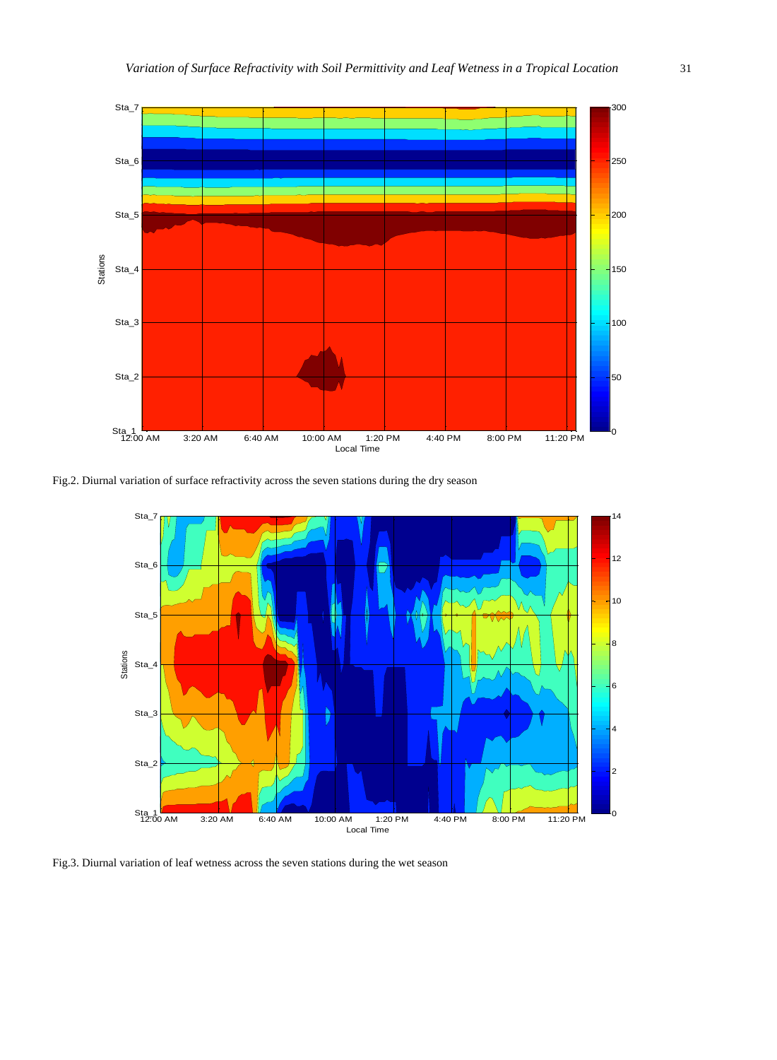Fig.2. Diurnal variation of surface refractivity across the seven stations during the dry season

Fig.3. Diurnal variation of leaf wetness across the seven stations during the wet season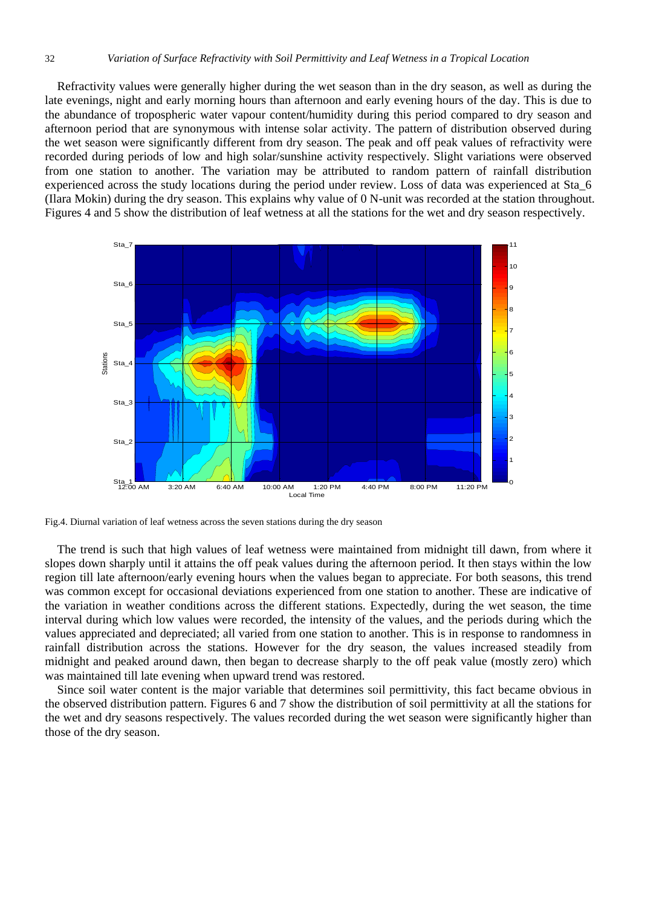Refractivity values were generally higher during the wet season than in the dry season, as well as during the late evenings, night and early morning hours than afternoon and early evening hours of the day. This is due to the abundance of tropospheric water vapour content/humidity during this period compared to dry season and afternoon period that are synonymous with intense solar activity. The pattern of distribution observed during the wet season were significantly different from dry season. The peak and off peak values of refractivity were recorded during periods of low and high solar/sunshine activity respectively. Slight variations were observed from one station to another. The variation may be attributed to random pattern of rainfall distribution experienced across the study locations during the period under review. Loss of data was experienced at Sta_6 (Ilara Mokin) during the dry season. This explains why value of 0 N-unit was recorded at the station throughout. Figures 4 and 5 show the distribution of leaf wetness at all the stations for the wet and dry season respectively.

Fig.4. Diurnal variation of leaf wetness across the seven stations during the dry season

The trend is such that high values of leaf wetness were maintained from midnight till dawn, from where it slopes down sharply until it attains the off peak values during the afternoon period. It then stays within the low region till late afternoon/early evening hours when the values began to appreciate. For both seasons, this trend was common except for occasional deviations experienced from one station to another. These are indicative of the variation in weather conditions across the different stations. Expectedly, during the wet season, the time interval during which low values were recorded, the intensity of the values, and the periods during which the values appreciated and depreciated; all varied from one station to another. This is in response to randomness in rainfall distribution across the stations. However for the dry season, the values increased steadily from midnight and peaked around dawn, then began to decrease sharply to the off peak value (mostly zero) which was maintained till late evening when upward trend was restored.

Since soil water content is the major variable that determines soil permittivity, this fact became obvious in the observed distribution pattern. Figures 6 and 7 show the distribution of soil permittivity at all the stations for the wet and dry seasons respectively. The values recorded during the wet season were significantly higher than those of the dry season.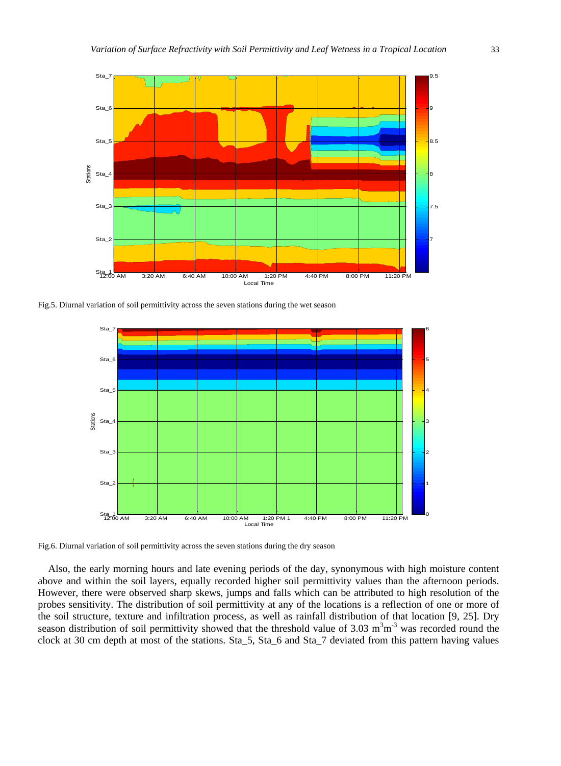Fig.5. Diurnal variation of soil permittivity across the seven stations during the wet season

Fig.6. Diurnal variation of soil permittivity across the seven stations during the dry season

Also, the early morning hours and late evening periods of the day, synonymous with high moisture content above and within the soil layers, equally recorded higher soil permittivity values than the afternoon periods. However, there were observed sharp skews, jumps and falls which can be attributed to high resolution of the probes sensitivity. The distribution of soil permittivity at any of the locations is a reflection of one or more of the soil structure, texture and infiltration process, as well as rainfall distribution of that location [9, 25]. Dry season distribution of soil permittivity showed that the threshold value of 3.03 $m^3m^{-3}$ was recorded round the clock at 30 cm depth at most of the stations. Sta_5, Sta_6 and Sta_7 deviated from this pattern having values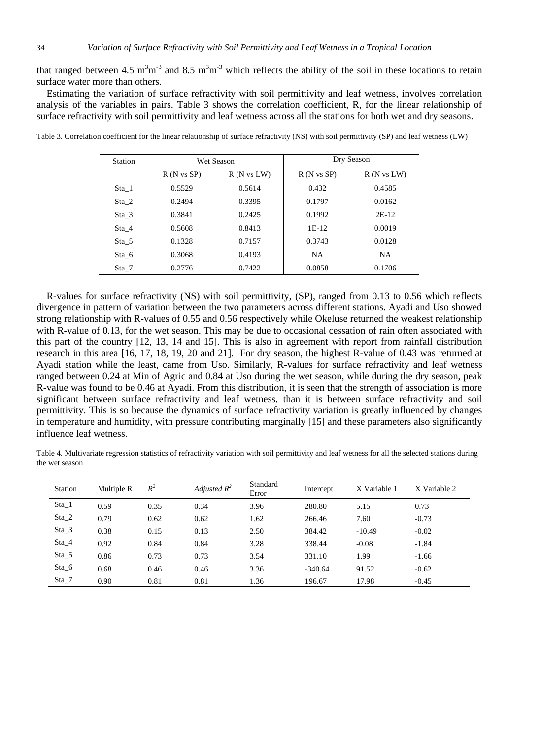that ranged between 4.5 $m^3m^{-3}$ and 8.5 $m^3m^{-3}$ which reflects the ability of the soil in these locations to retain surface water more than others.

Estimating the variation of surface refractivity with soil permittivity and leaf wetness, involves correlation analysis of the variables in pairs. Table 3 shows the correlation coefficient, R, for the linear relationship of surface refractivity with soil permittivity and leaf wetness across all the stations for both wet and dry seasons.

Table 3. Correlation coefficient for the linear relationship of surface refractivity (NS) with soil permittivity (SP) and leaf wetness (LW)

| Station | Wet Season | | Dry Season | |
|---|---|---|---|---|
| | R (N vs SP) | R (N vs LW) | R (N vs SP) | R (N vs LW) |
| Sta_1 | 0.5529 | 0.5614 | 0.432 | 0.4585 |
| Sta_2 | 0.2494 | 0.3395 | 0.1797 | 0.0162 |
| Sta_3 | 0.3841 | 0.2425 | 0.1992 | 2E-12 |
| Sta_4 | 0.5608 | 0.8413 | 1E-12 | 0.0019 |
| Sta_5 | 0.1328 | 0.7157 | 0.3743 | 0.0128 |
| Sta_6 | 0.3068 | 0.4193 | NA | NA |
| Sta_7 | 0.2776 | 0.7422 | 0.0858 | 0.1706 |

R-values for surface refractivity (NS) with soil permittivity, (SP), ranged from 0.13 to 0.56 which reflects divergence in pattern of variation between the two parameters across different stations. Ayadi and Uso showed strong relationship with R-values of 0.55 and 0.56 respectively while Okeluse returned the weakest relationship with R-value of 0.13, for the wet season. This may be due to occasional cessation of rain often associated with this part of the country [12, 13, 14 and 15]. This is also in agreement with report from rainfall distribution research in this area [16, 17, 18, 19, 20 and 21]. For dry season, the highest R-value of 0.43 was returned at Ayadi station while the least, came from Uso. Similarly, R-values for surface refractivity and leaf wetness ranged between 0.24 at Min of Agric and 0.84 at Uso during the wet season, while during the dry season, peak R-value was found to be 0.46 at Ayadi. From this distribution, it is seen that the strength of association is more significant between surface refractivity and leaf wetness, than it is between surface refractivity and soil permittivity. This is so because the dynamics of surface refractivity variation is greatly influenced by changes in temperature and humidity, with pressure contributing marginally [15] and these parameters also significantly influence leaf wetness.

Table 4. Multivariate regression statistics of refractivity variation with soil permittivity and leaf wetness for all the selected stations during the wet season

| Station | Multiple R | $R^2$ | *Adjusted* $R^2$ | Standard Error | Intercept | X Variable 1 | X Variable 2 |
|---|---|---|---|---|---|---|---|
| Sta_1 | 0.59 | 0.35 | 0.34 | 3.96 | 280.80 | 5.15 | 0.73 |
| Sta_2 | 0.79 | 0.62 | 0.62 | 1.62 | 266.46 | 7.60 | -0.73 |
| Sta_3 | 0.38 | 0.15 | 0.13 | 2.50 | 384.42 | -10.49 | -0.02 |
| Sta_4 | 0.92 | 0.84 | 0.84 | 3.28 | 338.44 | -0.08 | -1.84 |
| Sta_5 | 0.86 | 0.73 | 0.73 | 3.54 | 331.10 | 1.99 | -1.66 |
| Sta_6 | 0.68 | 0.46 | 0.46 | 3.36 | -340.64 | 91.52 | -0.62 |
| Sta_7 | 0.90 | 0.81 | 0.81 | 1.36 | 196.67 | 17.98 | -0.45 |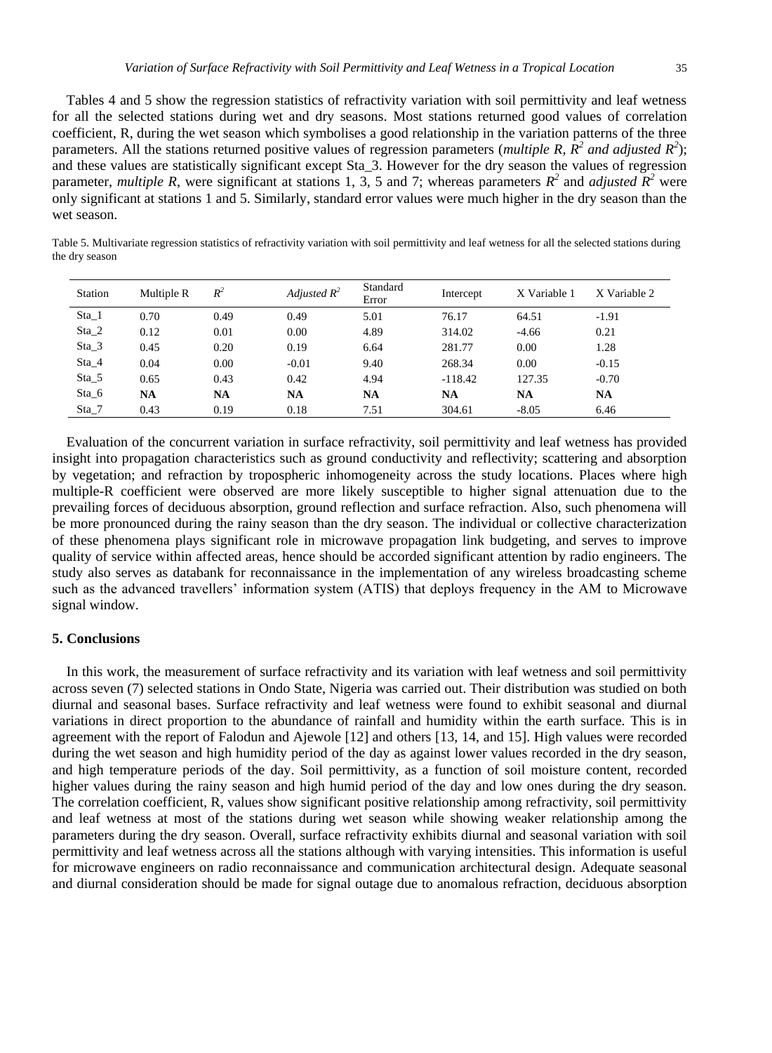Tables 4 and 5 show the regression statistics of refractivity variation with soil permittivity and leaf wetness for all the selected stations during wet and dry seasons. Most stations returned good values of correlation coefficient, R, during the wet season which symbolises a good relationship in the variation patterns of the three parameters. All the stations returned positive values of regression parameters (*multiple R, $R^2$ and adjusted $R^2$*); and these values are statistically significant except Sta_3. However for the dry season the values of regression parameter, *multiple R*, were significant at stations 1, 3, 5 and 7; whereas parameters $R^2$ and *adjusted* $R^2$ were only significant at stations 1 and 5. Similarly, standard error values were much higher in the dry season than the wet season.

Table 5. Multivariate regression statistics of refractivity variation with soil permittivity and leaf wetness for all the selected stations during the dry season

| Station | Multiple R | $R^2$ | *Adjusted* $R^2$ | Standard Error | Intercept | X Variable 1 | X Variable 2 |
|---|---|---|---|---|---|---|---|
| Sta_1 | 0.70 | 0.49 | 0.49 | 5.01 | 76.17 | 64.51 | -1.91 |
| Sta_2 | 0.12 | 0.01 | 0.00 | 4.89 | 314.02 | -4.66 | 0.21 |
| Sta_3 | 0.45 | 0.20 | 0.19 | 6.64 | 281.77 | 0.00 | 1.28 |
| Sta_4 | 0.04 | 0.00 | -0.01 | 9.40 | 268.34 | 0.00 | -0.15 |
| Sta_5 | 0.65 | 0.43 | 0.42 | 4.94 | -118.42 | 127.35 | -0.70 |
| Sta_6 | **NA** | **NA** | **NA** | **NA** | **NA** | **NA** | **NA** |
| Sta_7 | 0.43 | 0.19 | 0.18 | 7.51 | 304.61 | -8.05 | 6.46 |

Evaluation of the concurrent variation in surface refractivity, soil permittivity and leaf wetness has provided insight into propagation characteristics such as ground conductivity and reflectivity; scattering and absorption by vegetation; and refraction by tropospheric inhomogeneity across the study locations. Places where high multiple-R coefficient were observed are more likely susceptible to higher signal attenuation due to the prevailing forces of deciduous absorption, ground reflection and surface refraction. Also, such phenomena will be more pronounced during the rainy season than the dry season. The individual or collective characterization of these phenomena plays significant role in microwave propagation link budgeting, and serves to improve quality of service within affected areas, hence should be accorded significant attention by radio engineers. The study also serves as databank for reconnaissance in the implementation of any wireless broadcasting scheme such as the advanced travellers' information system (ATIS) that deploys frequency in the AM to Microwave signal window.

## 5. Conclusions

In this work, the measurement of surface refractivity and its variation with leaf wetness and soil permittivity across seven (7) selected stations in Ondo State, Nigeria was carried out. Their distribution was studied on both diurnal and seasonal bases. Surface refractivity and leaf wetness were found to exhibit seasonal and diurnal variations in direct proportion to the abundance of rainfall and humidity within the earth surface. This is in agreement with the report of Falodun and Ajewole [12] and others [13, 14, and 15]. High values were recorded during the wet season and high humidity period of the day as against lower values recorded in the dry season, and high temperature periods of the day. Soil permittivity, as a function of soil moisture content, recorded higher values during the rainy season and high humid period of the day and low ones during the dry season. The correlation coefficient, R, values show significant positive relationship among refractivity, soil permittivity and leaf wetness at most of the stations during wet season while showing weaker relationship among the parameters during the dry season. Overall, surface refractivity exhibits diurnal and seasonal variation with soil permittivity and leaf wetness across all the stations although with varying intensities. This information is useful for microwave engineers on radio reconnaissance and communication architectural design. Adequate seasonal and diurnal consideration should be made for signal outage due to anomalous refraction, deciduous absorption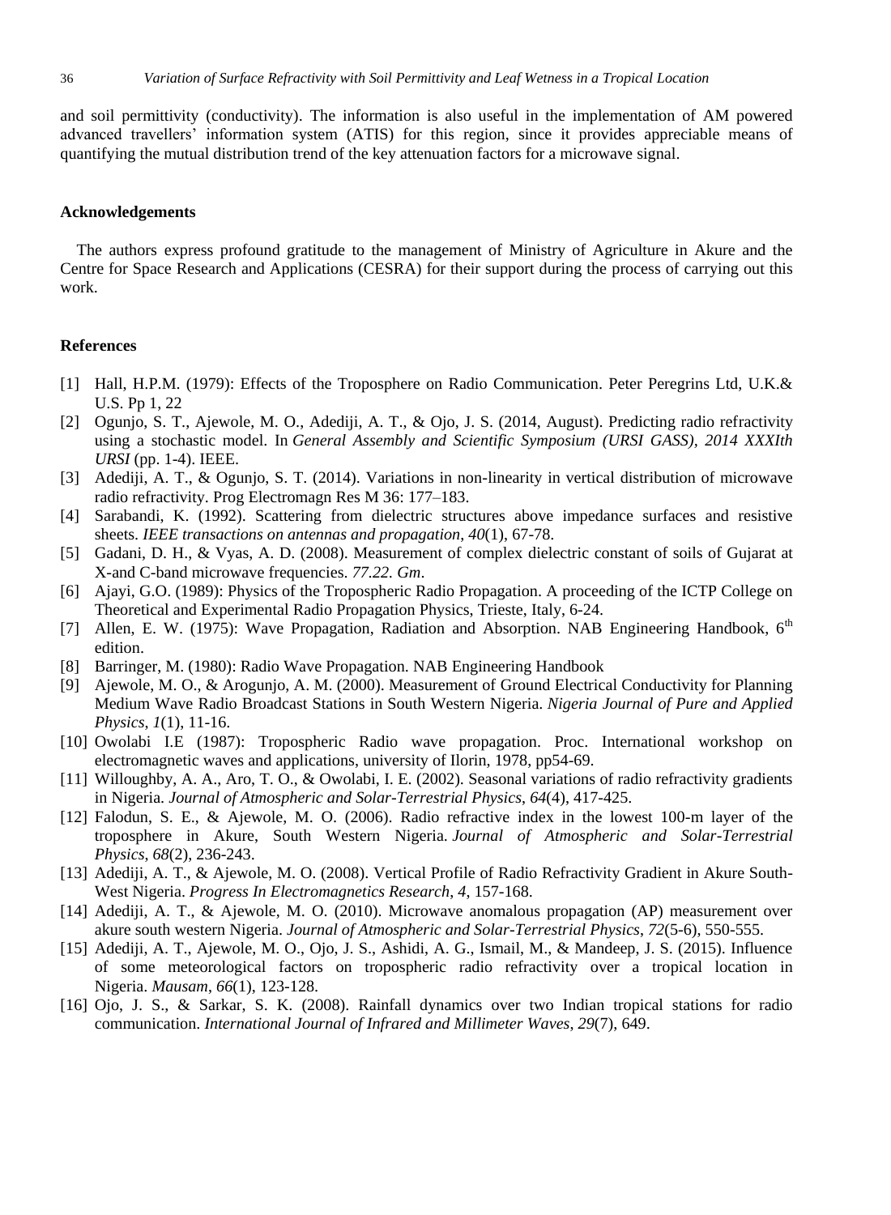and soil permittivity (conductivity). The information is also useful in the implementation of AM powered advanced travellers' information system (ATIS) for this region, since it provides appreciable means of quantifying the mutual distribution trend of the key attenuation factors for a microwave signal.

## Acknowledgements

The authors express profound gratitude to the management of Ministry of Agriculture in Akure and the Centre for Space Research and Applications (CESRA) for their support during the process of carrying out this work.

## References

[1] Hall, H.P.M. (1979): Effects of the Troposphere on Radio Communication. Peter Peregrins Ltd, U.K.& U.S. Pp 1, 22

[2] Ogunjo, S. T., Ajewole, M. O., Adediji, A. T., & Ojo, J. S. (2014, August). Predicting radio refractivity using a stochastic model. In *General Assembly and Scientific Symposium (URSI GASS), 2014 XXXIth URSI* (pp. 1-4). IEEE.

[3] Adediji, A. T., & Ogunjo, S. T. (2014). Variations in non-linearity in vertical distribution of microwave radio refractivity. Prog Electromagn Res M 36: 177–183.

[4] Sarabandi, K. (1992). Scattering from dielectric structures above impedance surfaces and resistive sheets. *IEEE transactions on antennas and propagation*, *40*(1), 67-78.

[5] Gadani, D. H., & Vyas, A. D. (2008). Measurement of complex dielectric constant of soils of Gujarat at X-and C-band microwave frequencies. *77.22. Gm*.

[6] Ajayi, G.O. (1989): Physics of the Tropospheric Radio Propagation. A proceeding of the ICTP College on Theoretical and Experimental Radio Propagation Physics, Trieste, Italy, 6-24.

[7] Allen, E. W. (1975): Wave Propagation, Radiation and Absorption. NAB Engineering Handbook, 6th edition.

[8] Barringer, M. (1980): Radio Wave Propagation. NAB Engineering Handbook

[9] Ajewole, M. O., & Arogunjo, A. M. (2000). Measurement of Ground Electrical Conductivity for Planning Medium Wave Radio Broadcast Stations in South Western Nigeria. *Nigeria Journal of Pure and Applied Physics*, *1*(1), 11-16.

[10] Owolabi I.E (1987): Tropospheric Radio wave propagation. Proc. International workshop on electromagnetic waves and applications, university of Ilorin, 1978, pp54-69.

[11] Willoughby, A. A., Aro, T. O., & Owolabi, I. E. (2002). Seasonal variations of radio refractivity gradients in Nigeria. *Journal of Atmospheric and Solar-Terrestrial Physics*, *64*(4), 417-425.

[12] Falodun, S. E., & Ajewole, M. O. (2006). Radio refractive index in the lowest 100-m layer of the troposphere in Akure, South Western Nigeria. *Journal of Atmospheric and Solar-Terrestrial Physics*, *68*(2), 236-243.

[13] Adediji, A. T., & Ajewole, M. O. (2008). Vertical Profile of Radio Refractivity Gradient in Akure South-West Nigeria. *Progress In Electromagnetics Research*, *4*, 157-168.

[14] Adediji, A. T., & Ajewole, M. O. (2010). Microwave anomalous propagation (AP) measurement over akure south western Nigeria. *Journal of Atmospheric and Solar-Terrestrial Physics*, *72*(5-6), 550-555.

[15] Adediji, A. T., Ajewole, M. O., Ojo, J. S., Ashidi, A. G., Ismail, M., & Mandeep, J. S. (2015). Influence of some meteorological factors on tropospheric radio refractivity over a tropical location in Nigeria. *Mausam*, *66*(1), 123-128.

[16] Ojo, J. S., & Sarkar, S. K. (2008). Rainfall dynamics over two Indian tropical stations for radio communication. *International Journal of Infrared and Millimeter Waves*, *29*(7), 649.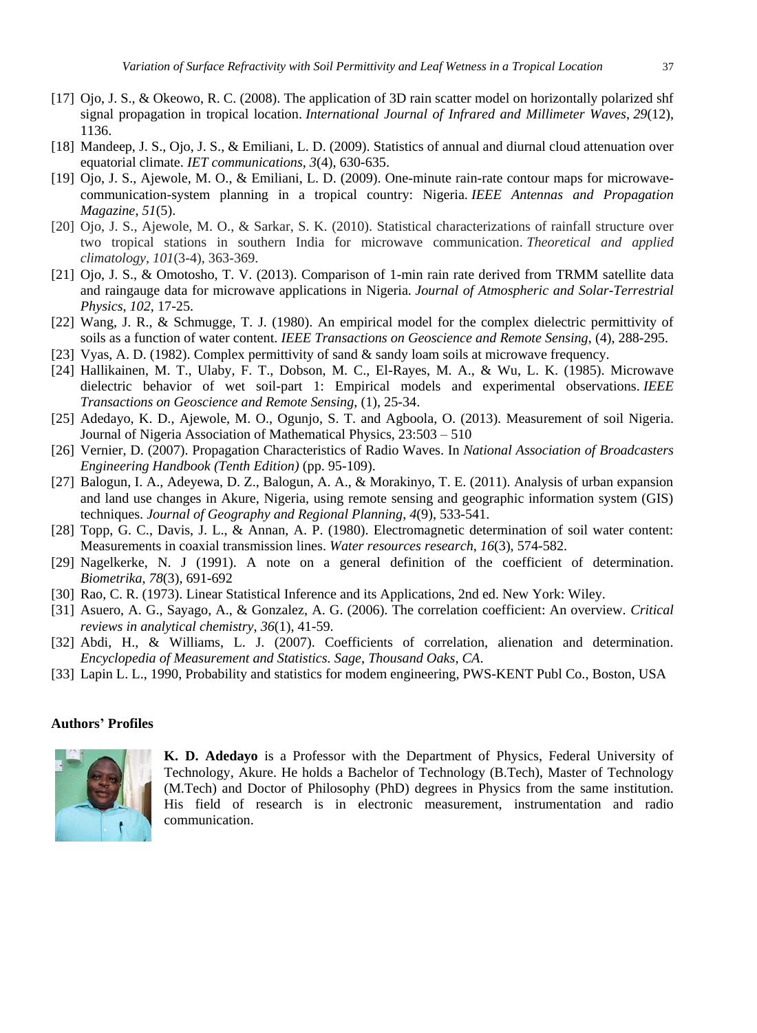[17] Ojo, J. S., & Okeowo, R. C. (2008). The application of 3D rain scatter model on horizontally polarized shf signal propagation in tropical location. *International Journal of Infrared and Millimeter Waves*, *29*(12), 1136.

[18] Mandeep, J. S., Ojo, J. S., & Emiliani, L. D. (2009). Statistics of annual and diurnal cloud attenuation over equatorial climate. *IET communications*, *3*(4), 630-635.

[19] Ojo, J. S., Ajewole, M. O., & Emiliani, L. D. (2009). One-minute rain-rate contour maps for microwave-communication-system planning in a tropical country: Nigeria. *IEEE Antennas and Propagation Magazine*, *51*(5).

[20] Ojo, J. S., Ajewole, M. O., & Sarkar, S. K. (2010). Statistical characterizations of rainfall structure over two tropical stations in southern India for microwave communication. *Theoretical and applied climatology*, *101*(3-4), 363-369.

[21] Ojo, J. S., & Omotosho, T. V. (2013). Comparison of 1-min rain rate derived from TRMM satellite data and raingauge data for microwave applications in Nigeria. *Journal of Atmospheric and Solar-Terrestrial Physics*, *102*, 17-25.

[22] Wang, J. R., & Schmugge, T. J. (1980). An empirical model for the complex dielectric permittivity of soils as a function of water content. *IEEE Transactions on Geoscience and Remote Sensing*, (4), 288-295.

[23] Vyas, A. D. (1982). Complex permittivity of sand & sandy loam soils at microwave frequency.

[24] Hallikainen, M. T., Ulaby, F. T., Dobson, M. C., El-Rayes, M. A., & Wu, L. K. (1985). Microwave dielectric behavior of wet soil-part 1: Empirical models and experimental observations. *IEEE Transactions on Geoscience and Remote Sensing*, (1), 25-34.

[25] Adedayo, K. D., Ajewole, M. O., Ogunjo, S. T. and Agboola, O. (2013). Measurement of soil Nigeria. Journal of Nigeria Association of Mathematical Physics, 23:503 – 510

[26] Vernier, D. (2007). Propagation Characteristics of Radio Waves. In *National Association of Broadcasters Engineering Handbook (Tenth Edition)* (pp. 95-109).

[27] Balogun, I. A., Adeyewa, D. Z., Balogun, A. A., & Morakinyo, T. E. (2011). Analysis of urban expansion and land use changes in Akure, Nigeria, using remote sensing and geographic information system (GIS) techniques. *Journal of Geography and Regional Planning*, *4*(9), 533-541.

[28] Topp, G. C., Davis, J. L., & Annan, A. P. (1980). Electromagnetic determination of soil water content: Measurements in coaxial transmission lines. *Water resources research*, *16*(3), 574-582.

[29] Nagelkerke, N. J (1991). A note on a general definition of the coefficient of determination. *Biometrika*, *78*(3), 691-692

[30] Rao, C. R. (1973). Linear Statistical Inference and its Applications, 2nd ed. New York: Wiley.

[31] Asuero, A. G., Sayago, A., & Gonzalez, A. G. (2006). The correlation coefficient: An overview. *Critical reviews in analytical chemistry*, *36*(1), 41-59.

[32] Abdi, H., & Williams, L. J. (2007). Coefficients of correlation, alienation and determination. *Encyclopedia of Measurement and Statistics. Sage, Thousand Oaks, CA.*

[33] Lapin L. L., 1990, Probability and statistics for modem engineering, PWS-KENT Publ Co., Boston, USA

**Authors' Profiles**

**K. D. Adedayo** is a Professor with the Department of Physics, Federal University of Technology, Akure. He holds a Bachelor of Technology (B.Tech), Master of Technology (M.Tech) and Doctor of Philosophy (PhD) degrees in Physics from the same institution. His field of research is in electronic measurement, instrumentation and radio communication.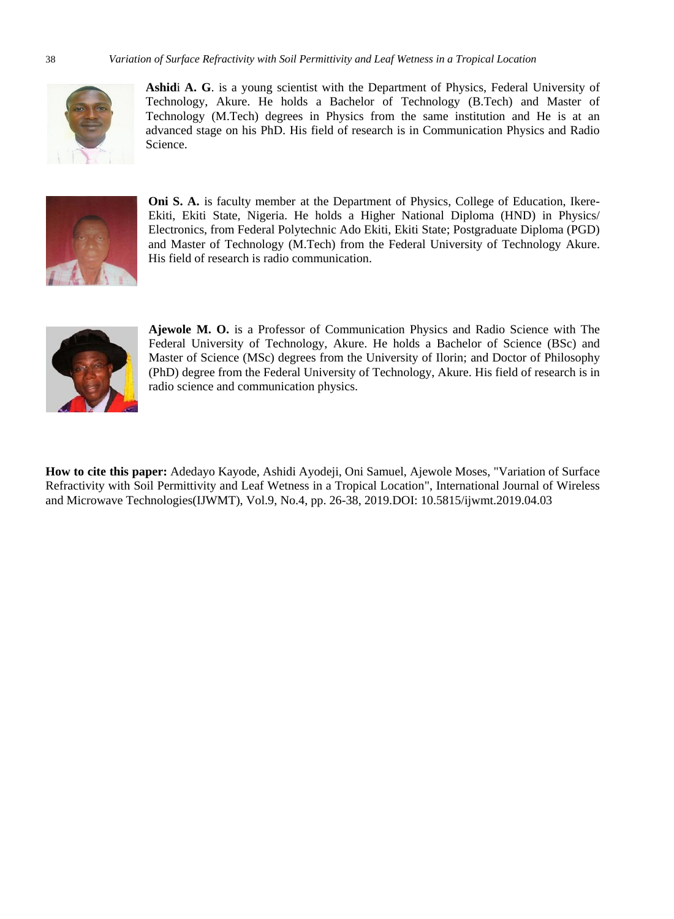**Ashid**i **A. G**. is a young scientist with the Department of Physics, Federal University of Technology, Akure. He holds a Bachelor of Technology (B.Tech) and Master of Technology (M.Tech) degrees in Physics from the same institution and He is at an advanced stage on his PhD. His field of research is in Communication Physics and Radio Science.

**Oni S. A.** is faculty member at the Department of Physics, College of Education, Ikere-Ekiti, Ekiti State, Nigeria. He holds a Higher National Diploma (HND) in Physics/ Electronics, from Federal Polytechnic Ado Ekiti, Ekiti State; Postgraduate Diploma (PGD) and Master of Technology (M.Tech) from the Federal University of Technology Akure. His field of research is radio communication.

**Ajewole M. O.** is a Professor of Communication Physics and Radio Science with The Federal University of Technology, Akure. He holds a Bachelor of Science (BSc) and Master of Science (MSc) degrees from the University of Ilorin; and Doctor of Philosophy (PhD) degree from the Federal University of Technology, Akure. His field of research is in radio science and communication physics.

**How to cite this paper:** Adedayo Kayode, Ashidi Ayodeji, Oni Samuel, Ajewole Moses, "Variation of Surface Refractivity with Soil Permittivity and Leaf Wetness in a Tropical Location", International Journal of Wireless and Microwave Technologies(IJWMT), Vol.9, No.4, pp. 26-38, 2019.DOI: 10.5815/ijwmt.2019.04.03